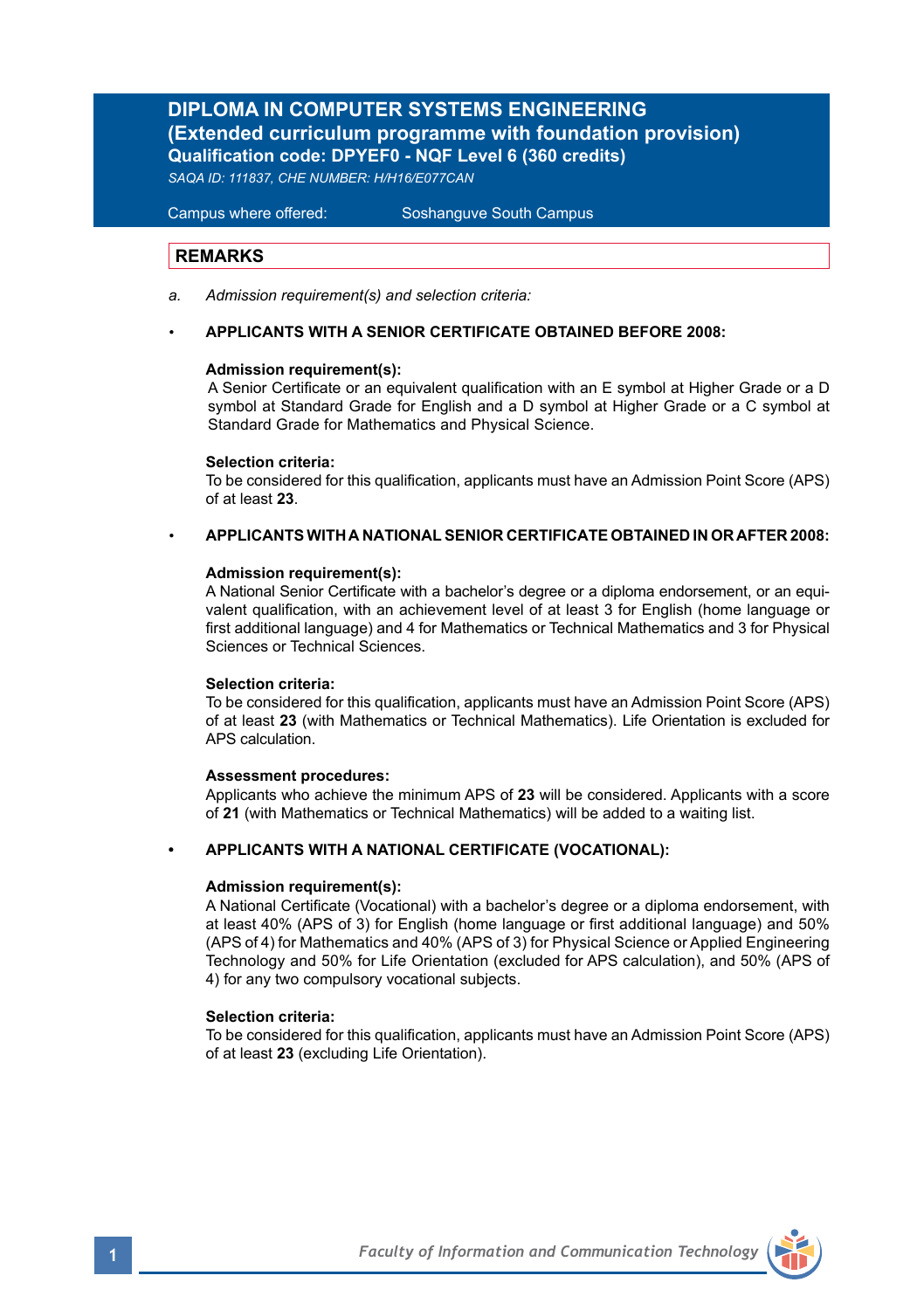# DIPLOMA IN COMPUTER SYSTEMS ENGINEERING
## (Extended curriculum programme with foundation provision)
### Qualification code: DPYEF0 - NQF Level 6 (360 credits)

*SAQA ID: 111837, CHE NUMBER: H/H16/E077CAN*

Campus where offered: Soshanguve South Campus

## REMARKS

a. *Admission requirement(s) and selection criteria:*

- **APPLICANTS WITH A SENIOR CERTIFICATE OBTAINED BEFORE 2008:**

  **Admission requirement(s):**
  A Senior Certificate or an equivalent qualification with an E symbol at Higher Grade or a D symbol at Standard Grade for English and a D symbol at Higher Grade or a C symbol at Standard Grade for Mathematics and Physical Science.

  **Selection criteria:**
  To be considered for this qualification, applicants must have an Admission Point Score (APS) of at least **23**.

- **APPLICANTS WITH A NATIONAL SENIOR CERTIFICATE OBTAINED IN OR AFTER 2008:**

  **Admission requirement(s):**
  A National Senior Certificate with a bachelor's degree or a diploma endorsement, or an equivalent qualification, with an achievement level of at least 3 for English (home language or first additional language) and 4 for Mathematics or Technical Mathematics and 3 for Physical Sciences or Technical Sciences.

  **Selection criteria:**
  To be considered for this qualification, applicants must have an Admission Point Score (APS) of at least **23** (with Mathematics or Technical Mathematics). Life Orientation is excluded for APS calculation.

  **Assessment procedures:**
  Applicants who achieve the minimum APS of **23** will be considered. Applicants with a score of **21** (with Mathematics or Technical Mathematics) will be added to a waiting list.

- **APPLICANTS WITH A NATIONAL CERTIFICATE (VOCATIONAL):**

  **Admission requirement(s):**
  A National Certificate (Vocational) with a bachelor's degree or a diploma endorsement, with at least 40% (APS of 3) for English (home language or first additional language) and 50% (APS of 4) for Mathematics and 40% (APS of 3) for Physical Science or Applied Engineering Technology and 50% for Life Orientation (excluded for APS calculation), and 50% (APS of 4) for any two compulsory vocational subjects.

  **Selection criteria:**
  To be considered for this qualification, applicants must have an Admission Point Score (APS) of at least **23** (excluding Life Orientation).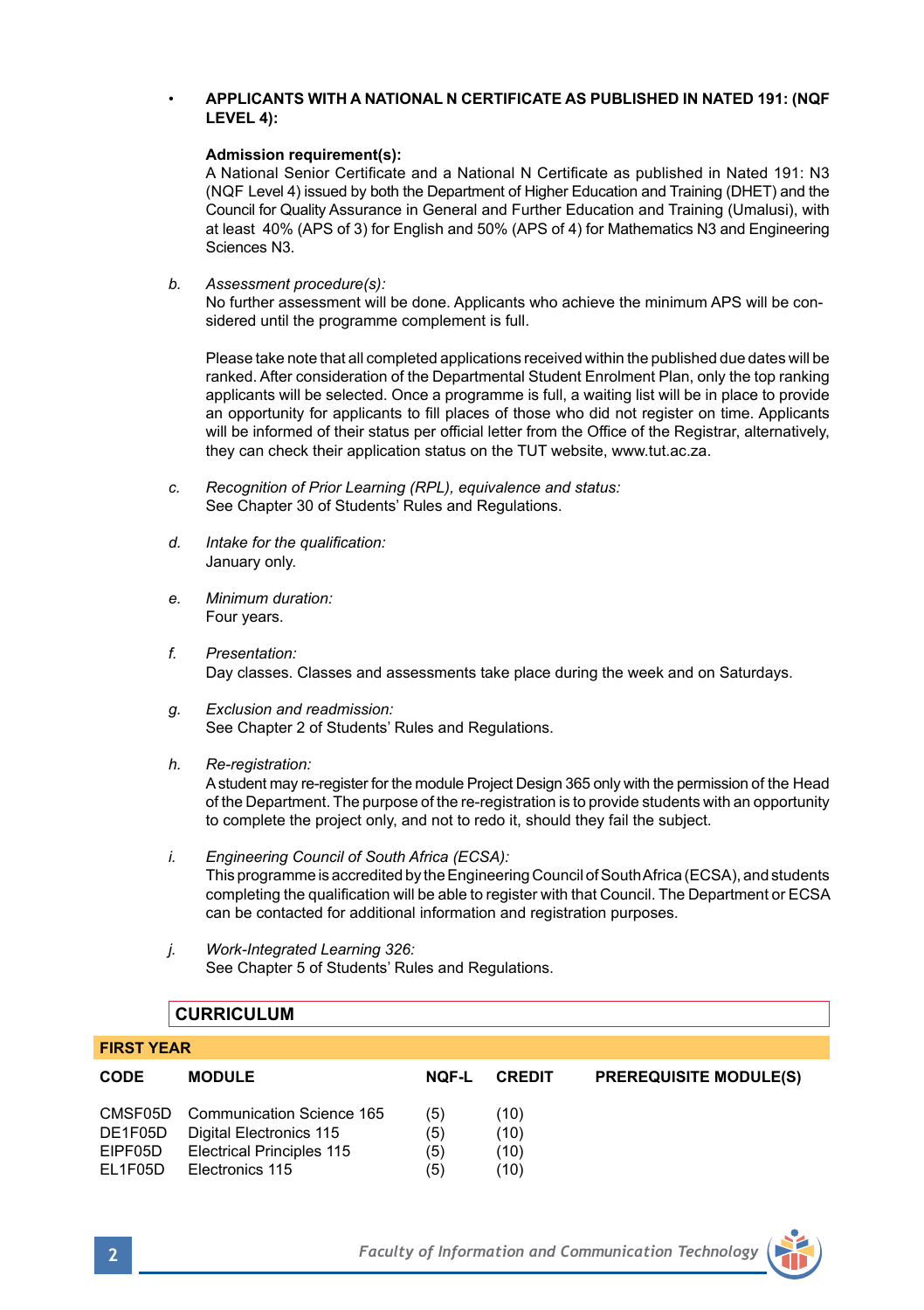- **APPLICANTS WITH A NATIONAL N CERTIFICATE AS PUBLISHED IN NATED 191: (NQF LEVEL 4):**

  **Admission requirement(s):**
  A National Senior Certificate and a National N Certificate as published in Nated 191: N3 (NQF Level 4) issued by both the Department of Higher Education and Training (DHET) and the Council for Quality Assurance in General and Further Education and Training (Umalusi), with at least 40% (APS of 3) for English and 50% (APS of 4) for Mathematics N3 and Engineering Sciences N3.

*b. Assessment procedure(s):*
No further assessment will be done. Applicants who achieve the minimum APS will be considered until the programme complement is full.

Please take note that all completed applications received within the published due dates will be ranked. After consideration of the Departmental Student Enrolment Plan, only the top ranking applicants will be selected. Once a programme is full, a waiting list will be in place to provide an opportunity for applicants to fill places of those who did not register on time. Applicants will be informed of their status per official letter from the Office of the Registrar, alternatively, they can check their application status on the TUT website, www.tut.ac.za.

*c. Recognition of Prior Learning (RPL), equivalence and status:*
See Chapter 30 of Students' Rules and Regulations.

*d. Intake for the qualification:*
January only.

*e. Minimum duration:*
Four years.

*f. Presentation:*
Day classes. Classes and assessments take place during the week and on Saturdays.

*g. Exclusion and readmission:*
See Chapter 2 of Students' Rules and Regulations.

*h. Re-registration:*
A student may re-register for the module Project Design 365 only with the permission of the Head of the Department. The purpose of the re-registration is to provide students with an opportunity to complete the project only, and not to redo it, should they fail the subject.

*i. Engineering Council of South Africa (ECSA):*
This programme is accredited by the Engineering Council of South Africa (ECSA), and students completing the qualification will be able to register with that Council. The Department or ECSA can be contacted for additional information and registration purposes.

*j. Work-Integrated Learning 326:*
See Chapter 5 of Students' Rules and Regulations.

## CURRICULUM

### FIRST YEAR

| CODE | MODULE | NQF-L | CREDIT | PREREQUISITE MODULE(S) |
|---|---|---|---|---|
| CMSF05D | Communication Science 165 | (5) | (10) | |
| DE1F05D | Digital Electronics 115 | (5) | (10) | |
| EIPF05D | Electrical Principles 115 | (5) | (10) | |
| EL1F05D | Electronics 115 | (5) | (10) | |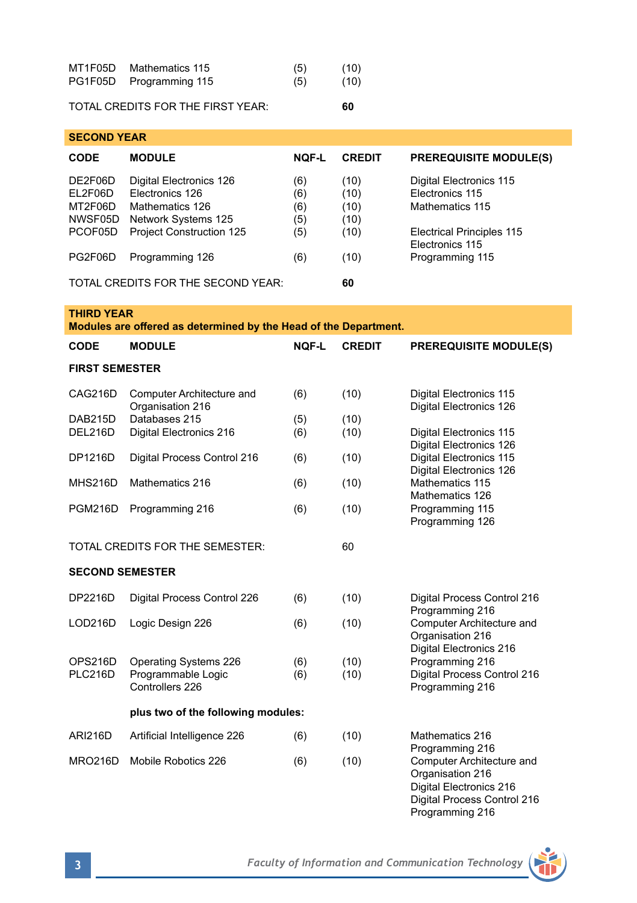| CODE | MODULE | NQF-L | CREDIT | PREREQUISITE MODULE(S) |
|---|---|---|---|---|
| MT1F05D | Mathematics 115 | (5) | (10) | |
| PG1F05D | Programming 115 | (5) | (10) | |

TOTAL CREDITS FOR THE FIRST YEAR: **60**

## SECOND YEAR

| CODE | MODULE | NQF-L | CREDIT | PREREQUISITE MODULE(S) |
|---|---|---|---|---|
| DE2F06D | Digital Electronics 126 | (6) | (10) | Digital Electronics 115 |
| EL2F06D | Electronics 126 | (6) | (10) | Electronics 115 |
| MT2F06D | Mathematics 126 | (6) | (10) | Mathematics 115 |
| NWSF05D | Network Systems 125 | (5) | (10) | |
| PCOF05D | Project Construction 125 | (5) | (10) | Electrical Principles 115<br>Electronics 115 |
| PG2F06D | Programming 126 | (6) | (10) | Programming 115 |

TOTAL CREDITS FOR THE SECOND YEAR: **60**

## THIRD YEAR

**Modules are offered as determined by the Head of the Department.**

### FIRST SEMESTER

| CODE | MODULE | NQF-L | CREDIT | PREREQUISITE MODULE(S) |
|---|---|---|---|---|
| CAG216D | Computer Architecture and Organisation 216 | (6) | (10) | Digital Electronics 115<br>Digital Electronics 126 |
| DAB215D | Databases 215 | (5) | (10) | |
| DEL216D | Digital Electronics 216 | (6) | (10) | Digital Electronics 115<br>Digital Electronics 126 |
| DP1216D | Digital Process Control 216 | (6) | (10) | Digital Electronics 115<br>Digital Electronics 126 |
| MHS216D | Mathematics 216 | (6) | (10) | Mathematics 115<br>Mathematics 126 |
| PGM216D | Programming 216 | (6) | (10) | Programming 115<br>Programming 126 |

TOTAL CREDITS FOR THE SEMESTER: 60

### SECOND SEMESTER

| CODE | MODULE | NQF-L | CREDIT | PREREQUISITE MODULE(S) |
|---|---|---|---|---|
| DP2216D | Digital Process Control 226 | (6) | (10) | Digital Process Control 216<br>Programming 216 |
| LOD216D | Logic Design 226 | (6) | (10) | Computer Architecture and Organisation 216<br>Digital Electronics 216 |
| OPS216D | Operating Systems 226 | (6) | (10) | Programming 216 |
| PLC216D | Programmable Logic Controllers 226 | (6) | (10) | Digital Process Control 216<br>Programming 216 |
| | **plus two of the following modules:** | | | |
| ARI216D | Artificial Intelligence 226 | (6) | (10) | Mathematics 216<br>Programming 216 |
| MRO216D | Mobile Robotics 226 | (6) | (10) | Computer Architecture and Organisation 216<br>Digital Electronics 216<br>Digital Process Control 216<br>Programming 216 |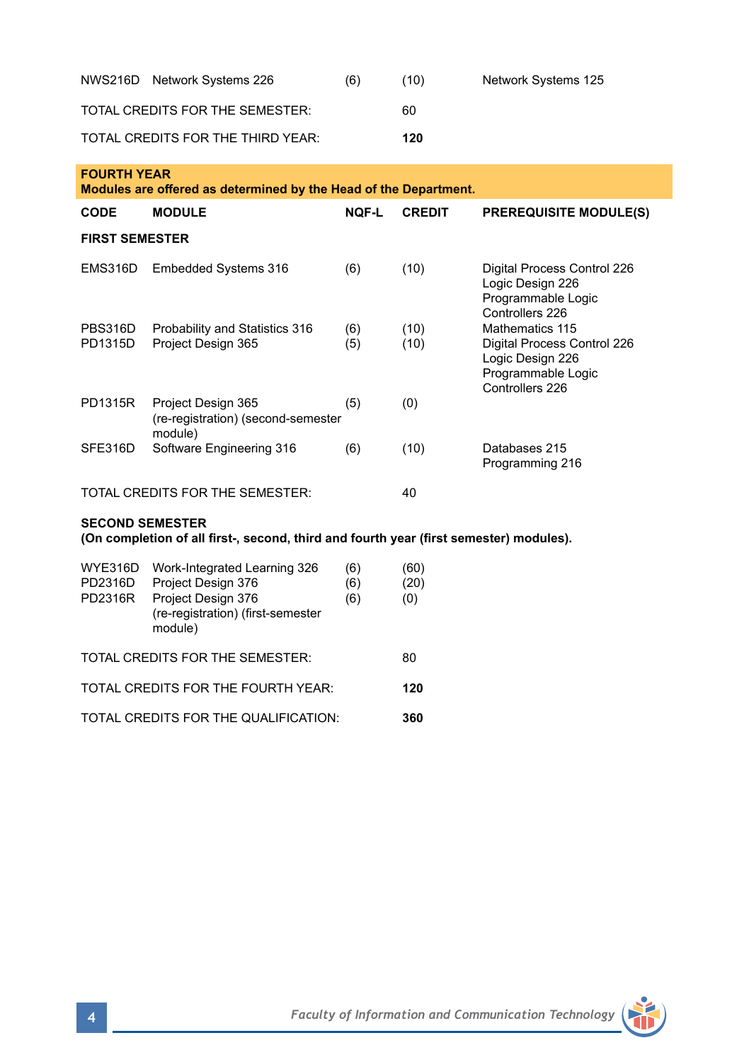| CODE | MODULE | NQF-L | CREDIT | PREREQUISITE MODULE(S) |
|---|---|---|---|---|
| NWS216D | Network Systems 226 | (6) | (10) | Network Systems 125 |
| TOTAL CREDITS FOR THE SEMESTER: | | | 60 | |
| TOTAL CREDITS FOR THE THIRD YEAR: | | | **120** | |

## FOURTH YEAR

**Modules are offered as determined by the Head of the Department.**

| CODE | MODULE | NQF-L | CREDIT | PREREQUISITE MODULE(S) |
|---|---|---|---|---|
| **FIRST SEMESTER** | | | | |
| EMS316D | Embedded Systems 316 | (6) | (10) | Digital Process Control 226<br>Logic Design 226<br>Programmable Logic Controllers 226 |
| PBS316D | Probability and Statistics 316 | (6) | (10) | Mathematics 115 |
| PD1315D | Project Design 365 | (5) | (10) | Digital Process Control 226<br>Logic Design 226<br>Programmable Logic Controllers 226 |
| PD1315R | Project Design 365 (re-registration) (second-semester module) | (5) | (0) | |
| SFE316D | Software Engineering 316 | (6) | (10) | Databases 215<br>Programming 216 |
| TOTAL CREDITS FOR THE SEMESTER: | | | 40 | |

**SECOND SEMESTER**
**(On completion of all first-, second, third and fourth year (first semester) modules).**

| CODE | MODULE | NQF-L | CREDIT | PREREQUISITE MODULE(S) |
|---|---|---|---|---|
| WYE316D | Work-Integrated Learning 326 | (6) | (60) | |
| PD2316D | Project Design 376 | (6) | (20) | |
| PD2316R | Project Design 376 (re-registration) (first-semester module) | (6) | (0) | |
| TOTAL CREDITS FOR THE SEMESTER: | | | 80 | |
| TOTAL CREDITS FOR THE FOURTH YEAR: | | | **120** | |
| TOTAL CREDITS FOR THE QUALIFICATION: | | | **360** | |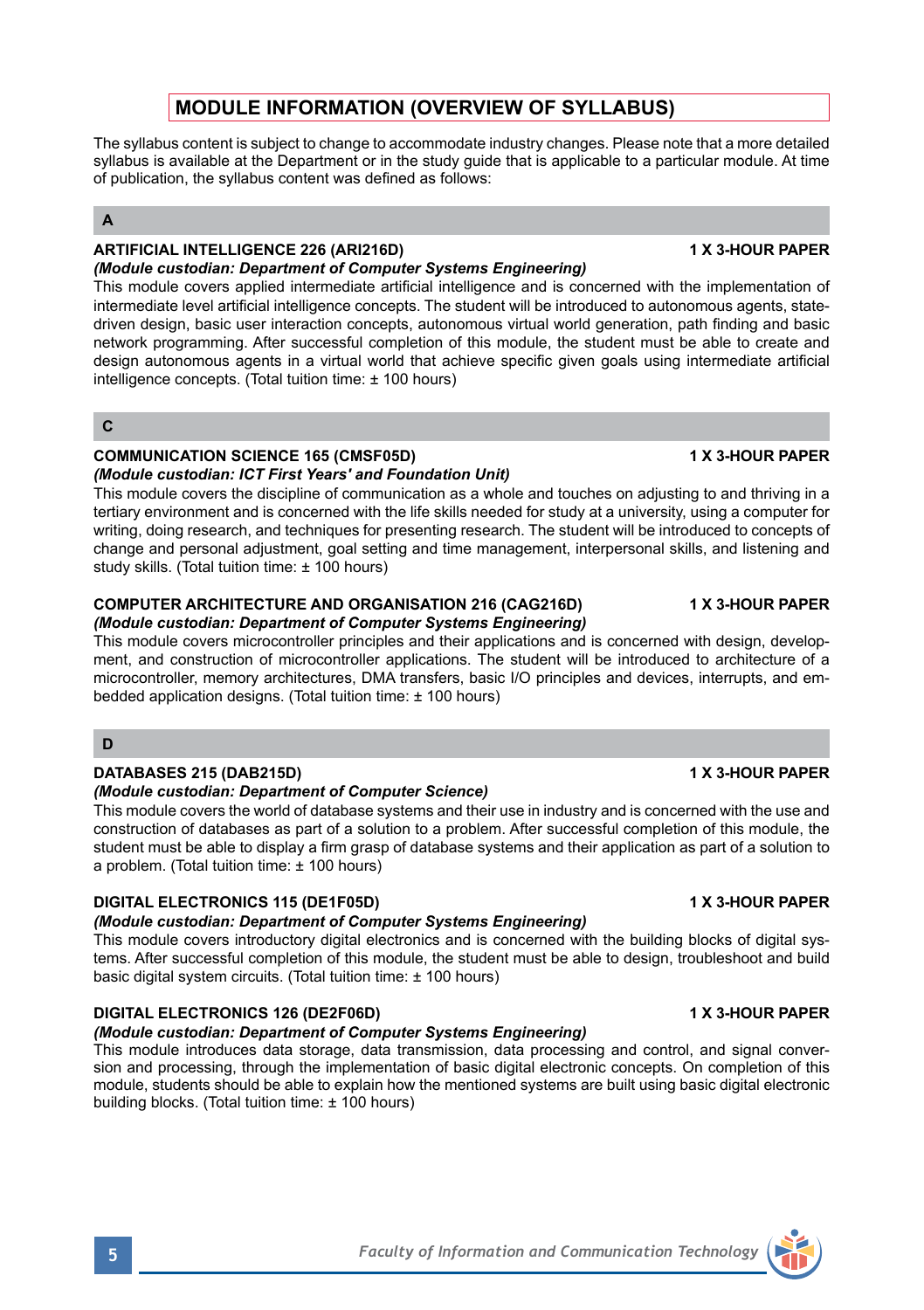# MODULE INFORMATION (OVERVIEW OF SYLLABUS)

The syllabus content is subject to change to accommodate industry changes. Please note that a more detailed syllabus is available at the Department or in the study guide that is applicable to a particular module. At time of publication, the syllabus content was defined as follows:

## A

### ARTIFICIAL INTELLIGENCE 226 (ARI216D) — 1 X 3-HOUR PAPER

***(Module custodian: Department of Computer Systems Engineering)***

This module covers applied intermediate artificial intelligence and is concerned with the implementation of intermediate level artificial intelligence concepts. The student will be introduced to autonomous agents, state-driven design, basic user interaction concepts, autonomous virtual world generation, path finding and basic network programming. After successful completion of this module, the student must be able to create and design autonomous agents in a virtual world that achieve specific given goals using intermediate artificial intelligence concepts. (Total tuition time: ± 100 hours)

## C

### COMMUNICATION SCIENCE 165 (CMSF05D) — 1 X 3-HOUR PAPER

***(Module custodian: ICT First Years' and Foundation Unit)***

This module covers the discipline of communication as a whole and touches on adjusting to and thriving in a tertiary environment and is concerned with the life skills needed for study at a university, using a computer for writing, doing research, and techniques for presenting research. The student will be introduced to concepts of change and personal adjustment, goal setting and time management, interpersonal skills, and listening and study skills. (Total tuition time: ± 100 hours)

### COMPUTER ARCHITECTURE AND ORGANISATION 216 (CAG216D) — 1 X 3-HOUR PAPER

***(Module custodian: Department of Computer Systems Engineering)***

This module covers microcontroller principles and their applications and is concerned with design, development, and construction of microcontroller applications. The student will be introduced to architecture of a microcontroller, memory architectures, DMA transfers, basic I/O principles and devices, interrupts, and embedded application designs. (Total tuition time: ± 100 hours)

## D

### DATABASES 215 (DAB215D) — 1 X 3-HOUR PAPER

***(Module custodian: Department of Computer Science)***

This module covers the world of database systems and their use in industry and is concerned with the use and construction of databases as part of a solution to a problem. After successful completion of this module, the student must be able to display a firm grasp of database systems and their application as part of a solution to a problem. (Total tuition time: ± 100 hours)

### DIGITAL ELECTRONICS 115 (DE1F05D) — 1 X 3-HOUR PAPER

***(Module custodian: Department of Computer Systems Engineering)***

This module covers introductory digital electronics and is concerned with the building blocks of digital systems. After successful completion of this module, the student must be able to design, troubleshoot and build basic digital system circuits. (Total tuition time: ± 100 hours)

### DIGITAL ELECTRONICS 126 (DE2F06D) — 1 X 3-HOUR PAPER

***(Module custodian: Department of Computer Systems Engineering)***

This module introduces data storage, data transmission, data processing and control, and signal conversion and processing, through the implementation of basic digital electronic concepts. On completion of this module, students should be able to explain how the mentioned systems are built using basic digital electronic building blocks. (Total tuition time: ± 100 hours)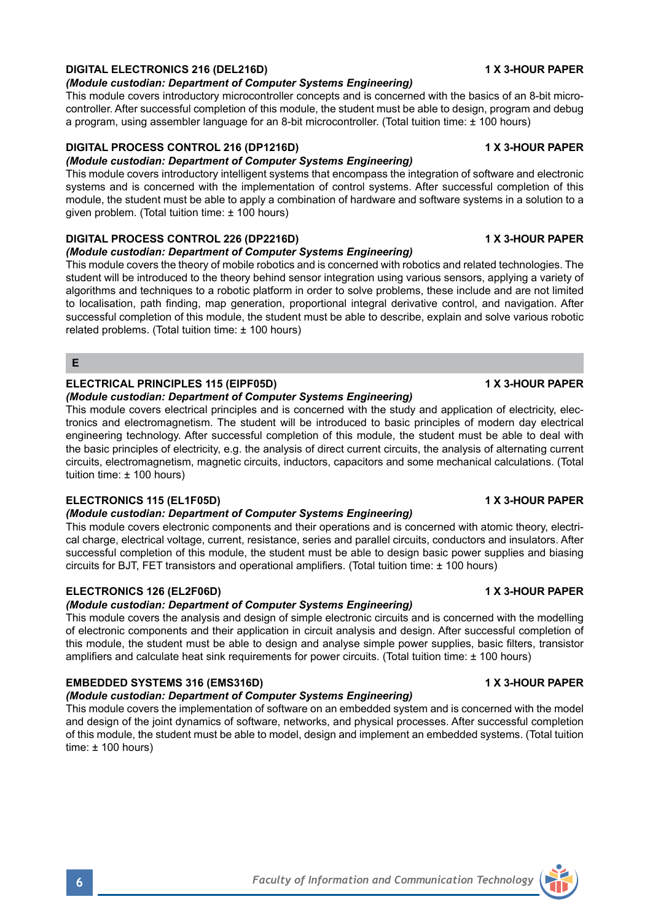### DIGITAL ELECTRONICS 216 (DEL216D) — 1 X 3-HOUR PAPER

***(Module custodian: Department of Computer Systems Engineering)***

This module covers introductory microcontroller concepts and is concerned with the basics of an 8-bit microcontroller. After successful completion of this module, the student must be able to design, program and debug a program, using assembler language for an 8-bit microcontroller. (Total tuition time: ± 100 hours)

### DIGITAL PROCESS CONTROL 216 (DP1216D) — 1 X 3-HOUR PAPER

***(Module custodian: Department of Computer Systems Engineering)***

This module covers introductory intelligent systems that encompass the integration of software and electronic systems and is concerned with the implementation of control systems. After successful completion of this module, the student must be able to apply a combination of hardware and software systems in a solution to a given problem. (Total tuition time: ± 100 hours)

### DIGITAL PROCESS CONTROL 226 (DP2216D) — 1 X 3-HOUR PAPER

***(Module custodian: Department of Computer Systems Engineering)***

This module covers the theory of mobile robotics and is concerned with robotics and related technologies. The student will be introduced to the theory behind sensor integration using various sensors, applying a variety of algorithms and techniques to a robotic platform in order to solve problems, these include and are not limited to localisation, path finding, map generation, proportional integral derivative control, and navigation. After successful completion of this module, the student must be able to describe, explain and solve various robotic related problems. (Total tuition time: ± 100 hours)

## E

### ELECTRICAL PRINCIPLES 115 (EIPF05D) — 1 X 3-HOUR PAPER

***(Module custodian: Department of Computer Systems Engineering)***

This module covers electrical principles and is concerned with the study and application of electricity, electronics and electromagnetism. The student will be introduced to basic principles of modern day electrical engineering technology. After successful completion of this module, the student must be able to deal with the basic principles of electricity, e.g. the analysis of direct current circuits, the analysis of alternating current circuits, electromagnetism, magnetic circuits, inductors, capacitors and some mechanical calculations. (Total tuition time: ± 100 hours)

### ELECTRONICS 115 (EL1F05D) — 1 X 3-HOUR PAPER

***(Module custodian: Department of Computer Systems Engineering)***

This module covers electronic components and their operations and is concerned with atomic theory, electrical charge, electrical voltage, current, resistance, series and parallel circuits, conductors and insulators. After successful completion of this module, the student must be able to design basic power supplies and biasing circuits for BJT, FET transistors and operational amplifiers. (Total tuition time: ± 100 hours)

### ELECTRONICS 126 (EL2F06D) — 1 X 3-HOUR PAPER

***(Module custodian: Department of Computer Systems Engineering)***

This module covers the analysis and design of simple electronic circuits and is concerned with the modelling of electronic components and their application in circuit analysis and design. After successful completion of this module, the student must be able to design and analyse simple power supplies, basic filters, transistor amplifiers and calculate heat sink requirements for power circuits. (Total tuition time: ± 100 hours)

### EMBEDDED SYSTEMS 316 (EMS316D) — 1 X 3-HOUR PAPER

***(Module custodian: Department of Computer Systems Engineering)***

This module covers the implementation of software on an embedded system and is concerned with the model and design of the joint dynamics of software, networks, and physical processes. After successful completion of this module, the student must be able to model, design and implement an embedded systems. (Total tuition time: ± 100 hours)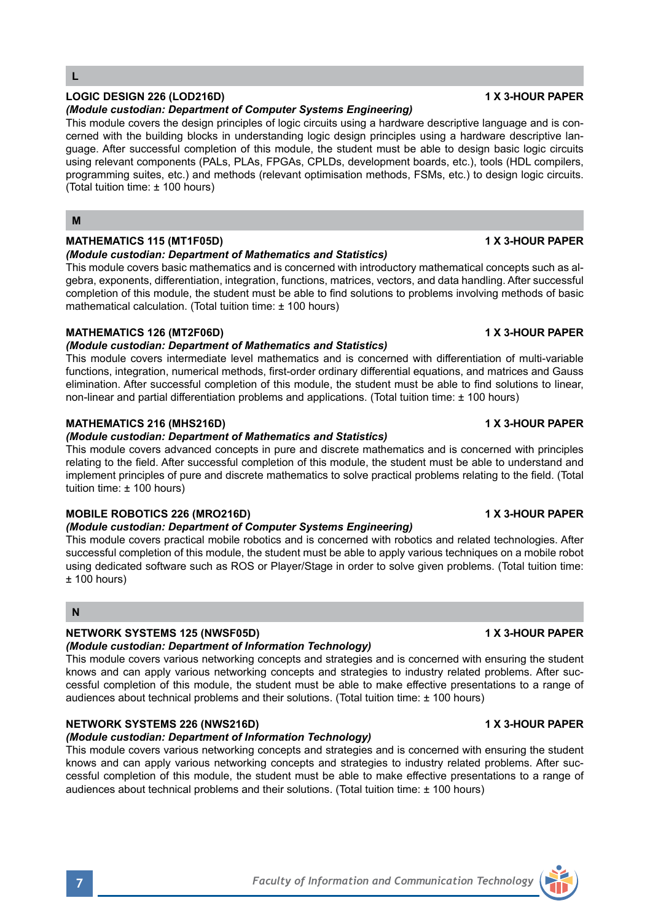## L

### LOGIC DESIGN 226 (LOD216D) — 1 X 3-HOUR PAPER

***(Module custodian: Department of Computer Systems Engineering)***

This module covers the design principles of logic circuits using a hardware descriptive language and is concerned with the building blocks in understanding logic design principles using a hardware descriptive language. After successful completion of this module, the student must be able to design basic logic circuits using relevant components (PALs, PLAs, FPGAs, CPLDs, development boards, etc.), tools (HDL compilers, programming suites, etc.) and methods (relevant optimisation methods, FSMs, etc.) to design logic circuits. (Total tuition time: ± 100 hours)

## M

### MATHEMATICS 115 (MT1F05D) — 1 X 3-HOUR PAPER

***(Module custodian: Department of Mathematics and Statistics)***

This module covers basic mathematics and is concerned with introductory mathematical concepts such as algebra, exponents, differentiation, integration, functions, matrices, vectors, and data handling. After successful completion of this module, the student must be able to find solutions to problems involving methods of basic mathematical calculation. (Total tuition time: ± 100 hours)

### MATHEMATICS 126 (MT2F06D) — 1 X 3-HOUR PAPER

***(Module custodian: Department of Mathematics and Statistics)***

This module covers intermediate level mathematics and is concerned with differentiation of multi-variable functions, integration, numerical methods, first-order ordinary differential equations, and matrices and Gauss elimination. After successful completion of this module, the student must be able to find solutions to linear, non-linear and partial differentiation problems and applications. (Total tuition time: ± 100 hours)

### MATHEMATICS 216 (MHS216D) — 1 X 3-HOUR PAPER

***(Module custodian: Department of Mathematics and Statistics)***

This module covers advanced concepts in pure and discrete mathematics and is concerned with principles relating to the field. After successful completion of this module, the student must be able to understand and implement principles of pure and discrete mathematics to solve practical problems relating to the field. (Total tuition time: ± 100 hours)

### MOBILE ROBOTICS 226 (MRO216D) — 1 X 3-HOUR PAPER

***(Module custodian: Department of Computer Systems Engineering)***

This module covers practical mobile robotics and is concerned with robotics and related technologies. After successful completion of this module, the student must be able to apply various techniques on a mobile robot using dedicated software such as ROS or Player/Stage in order to solve given problems. (Total tuition time: ± 100 hours)

## N

### NETWORK SYSTEMS 125 (NWSF05D) — 1 X 3-HOUR PAPER

***(Module custodian: Department of Information Technology)***

This module covers various networking concepts and strategies and is concerned with ensuring the student knows and can apply various networking concepts and strategies to industry related problems. After successful completion of this module, the student must be able to make effective presentations to a range of audiences about technical problems and their solutions. (Total tuition time: ± 100 hours)

### NETWORK SYSTEMS 226 (NWS216D) — 1 X 3-HOUR PAPER

***(Module custodian: Department of Information Technology)***

This module covers various networking concepts and strategies and is concerned with ensuring the student knows and can apply various networking concepts and strategies to industry related problems. After successful completion of this module, the student must be able to make effective presentations to a range of audiences about technical problems and their solutions. (Total tuition time: ± 100 hours)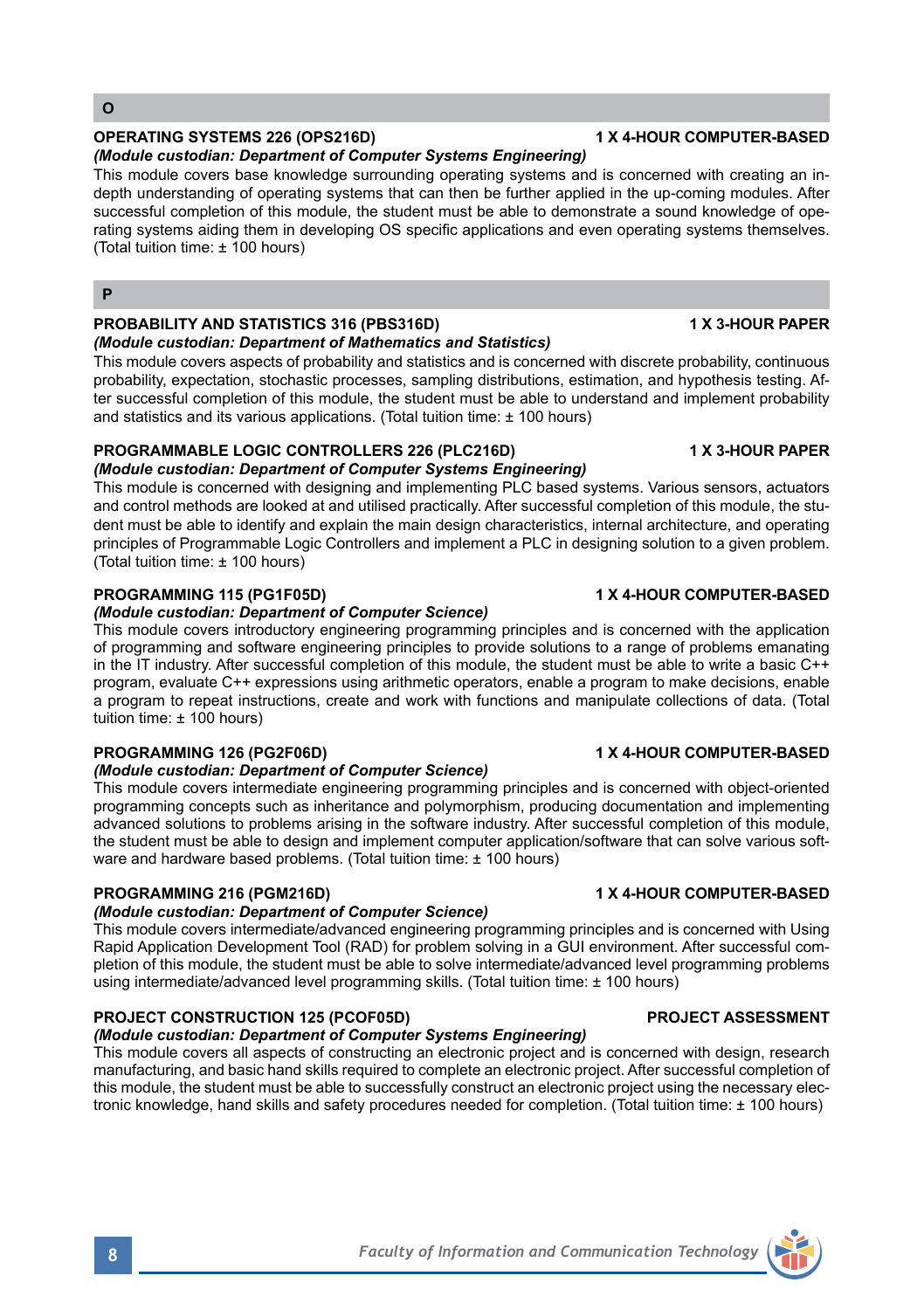## O

**OPERATING SYSTEMS 226 (OPS216D)** **1 X 4-HOUR COMPUTER-BASED**

***(Module custodian: Department of Computer Systems Engineering)***

This module covers base knowledge surrounding operating systems and is concerned with creating an in-depth understanding of operating systems that can then be further applied in the up-coming modules. After successful completion of this module, the student must be able to demonstrate a sound knowledge of operating systems aiding them in developing OS specific applications and even operating systems themselves. (Total tuition time: ± 100 hours)

## P

**PROBABILITY AND STATISTICS 316 (PBS316D)** **1 X 3-HOUR PAPER**

***(Module custodian: Department of Mathematics and Statistics)***

This module covers aspects of probability and statistics and is concerned with discrete probability, continuous probability, expectation, stochastic processes, sampling distributions, estimation, and hypothesis testing. After successful completion of this module, the student must be able to understand and implement probability and statistics and its various applications. (Total tuition time: ± 100 hours)

**PROGRAMMABLE LOGIC CONTROLLERS 226 (PLC216D)** **1 X 3-HOUR PAPER**

***(Module custodian: Department of Computer Systems Engineering)***

This module is concerned with designing and implementing PLC based systems. Various sensors, actuators and control methods are looked at and utilised practically. After successful completion of this module, the student must be able to identify and explain the main design characteristics, internal architecture, and operating principles of Programmable Logic Controllers and implement a PLC in designing solution to a given problem. (Total tuition time: ± 100 hours)

**PROGRAMMING 115 (PG1F05D)** **1 X 4-HOUR COMPUTER-BASED**

***(Module custodian: Department of Computer Science)***

This module covers introductory engineering programming principles and is concerned with the application of programming and software engineering principles to provide solutions to a range of problems emanating in the IT industry. After successful completion of this module, the student must be able to write a basic C++ program, evaluate C++ expressions using arithmetic operators, enable a program to make decisions, enable a program to repeat instructions, create and work with functions and manipulate collections of data. (Total tuition time: ± 100 hours)

**PROGRAMMING 126 (PG2F06D)** **1 X 4-HOUR COMPUTER-BASED**

***(Module custodian: Department of Computer Science)***

This module covers intermediate engineering programming principles and is concerned with object-oriented programming concepts such as inheritance and polymorphism, producing documentation and implementing advanced solutions to problems arising in the software industry. After successful completion of this module, the student must be able to design and implement computer application/software that can solve various software and hardware based problems. (Total tuition time: ± 100 hours)

**PROGRAMMING 216 (PGM216D)** **1 X 4-HOUR COMPUTER-BASED**

***(Module custodian: Department of Computer Science)***

This module covers intermediate/advanced engineering programming principles and is concerned with Using Rapid Application Development Tool (RAD) for problem solving in a GUI environment. After successful completion of this module, the student must be able to solve intermediate/advanced level programming problems using intermediate/advanced level programming skills. (Total tuition time: ± 100 hours)

**PROJECT CONSTRUCTION 125 (PCOF05D)** **PROJECT ASSESSMENT**

***(Module custodian: Department of Computer Systems Engineering)***

This module covers all aspects of constructing an electronic project and is concerned with design, research manufacturing, and basic hand skills required to complete an electronic project. After successful completion of this module, the student must be able to successfully construct an electronic project using the necessary electronic knowledge, hand skills and safety procedures needed for completion. (Total tuition time: ± 100 hours)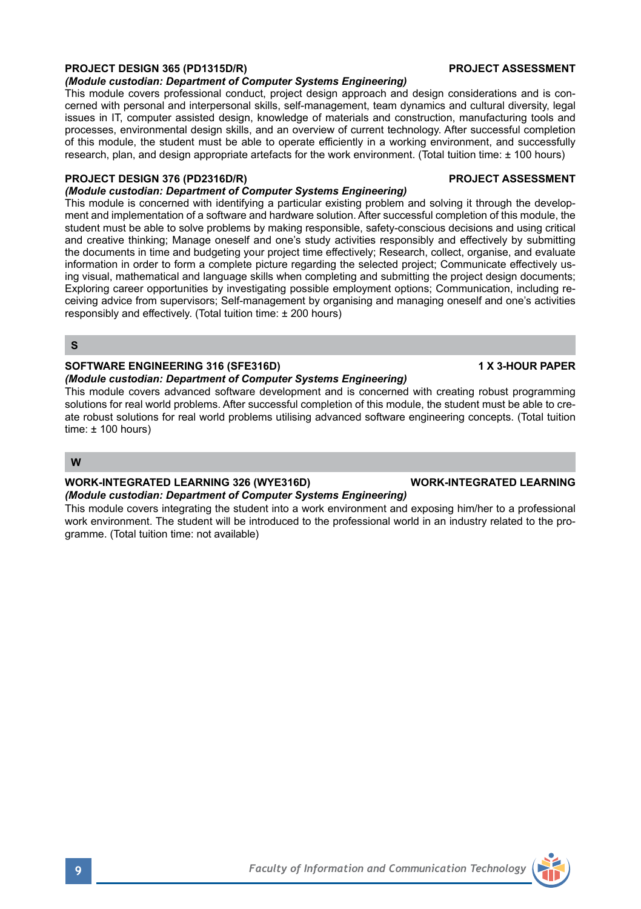**PROJECT DESIGN 365 (PD1315D/R)** **PROJECT ASSESSMENT**

***(Module custodian: Department of Computer Systems Engineering)***

This module covers professional conduct, project design approach and design considerations and is concerned with personal and interpersonal skills, self-management, team dynamics and cultural diversity, legal issues in IT, computer assisted design, knowledge of materials and construction, manufacturing tools and processes, environmental design skills, and an overview of current technology. After successful completion of this module, the student must be able to operate efficiently in a working environment, and successfully research, plan, and design appropriate artefacts for the work environment. (Total tuition time: ± 100 hours)

**PROJECT DESIGN 376 (PD2316D/R)** **PROJECT ASSESSMENT**

***(Module custodian: Department of Computer Systems Engineering)***

This module is concerned with identifying a particular existing problem and solving it through the development and implementation of a software and hardware solution. After successful completion of this module, the student must be able to solve problems by making responsible, safety-conscious decisions and using critical and creative thinking; Manage oneself and one's study activities responsibly and effectively by submitting the documents in time and budgeting your project time effectively; Research, collect, organise, and evaluate information in order to form a complete picture regarding the selected project; Communicate effectively using visual, mathematical and language skills when completing and submitting the project design documents; Exploring career opportunities by investigating possible employment options; Communication, including receiving advice from supervisors; Self-management by organising and managing oneself and one's activities responsibly and effectively. (Total tuition time: ± 200 hours)

## S

**SOFTWARE ENGINEERING 316 (SFE316D)** **1 X 3-HOUR PAPER**

***(Module custodian: Department of Computer Systems Engineering)***

This module covers advanced software development and is concerned with creating robust programming solutions for real world problems. After successful completion of this module, the student must be able to create robust solutions for real world problems utilising advanced software engineering concepts. (Total tuition time: ± 100 hours)

## W

**WORK-INTEGRATED LEARNING 326 (WYE316D)** **WORK-INTEGRATED LEARNING**

***(Module custodian: Department of Computer Systems Engineering)***

This module covers integrating the student into a work environment and exposing him/her to a professional work environment. The student will be introduced to the professional world in an industry related to the programme. (Total tuition time: not available)